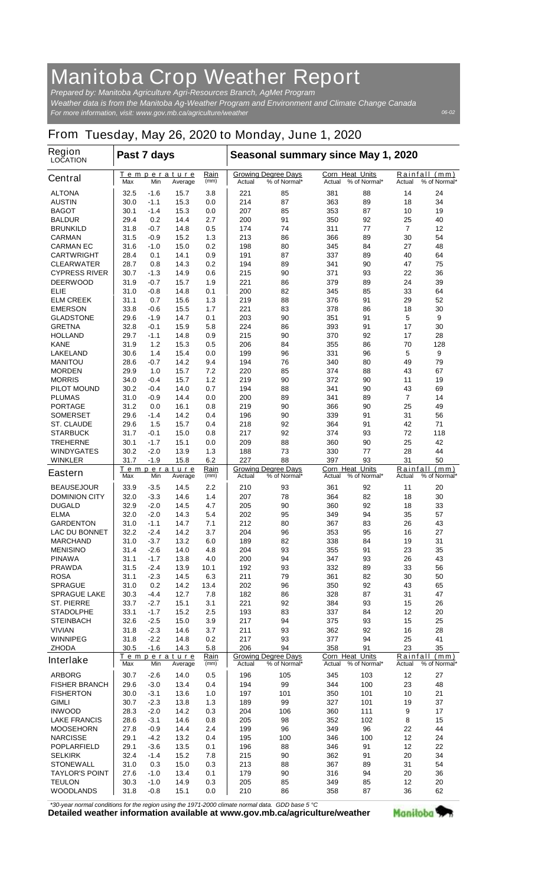# Manitoba Crop Weather Report

*Prepared by: Manitoba Agriculture Agri-Resources Branch, AgMet Program*
*Weather data is from the Manitoba Ag-Weather Program and Environment and Climate Change Canada*
*For more information, visit: www.gov.mb.ca/agriculture/weather*

06-02

## From Tuesday, May 26, 2020 to Monday, June 1, 2020

| Region LOCATION | Past 7 days | | | | Seasonal summary since May 1, 2020 | | | | | |
|---|---|---|---|---|---|---|---|---|---|---|
| | Temperature | | | Rain | Growing Degree Days | | Corn Heat Units | | Rainfall (mm) | |
| | Max | Min | Average | (mm) | Actual | % of Normal* | Actual | % of Normal* | Actual | % of Normal* |
| **Central** | | | | | | | | | | |
| ALTONA | 32.5 | -1.6 | 15.7 | 3.8 | 221 | 85 | 381 | 88 | 14 | 24 |
| AUSTIN | 30.0 | -1.1 | 15.3 | 0.0 | 214 | 87 | 363 | 89 | 18 | 34 |
| BAGOT | 30.1 | -1.4 | 15.3 | 0.0 | 207 | 85 | 353 | 87 | 10 | 19 |
| BALDUR | 29.4 | 0.2 | 14.4 | 2.7 | 200 | 91 | 350 | 92 | 25 | 40 |
| BRUNKILD | 31.8 | -0.7 | 14.8 | 0.5 | 174 | 74 | 311 | 77 | 7 | 12 |
| CARMAN | 31.5 | -0.9 | 15.2 | 1.3 | 213 | 86 | 366 | 89 | 30 | 54 |
| CARMAN EC | 31.6 | -1.0 | 15.0 | 0.2 | 198 | 80 | 345 | 84 | 27 | 48 |
| CARTWRIGHT | 28.4 | 0.1 | 14.1 | 0.9 | 191 | 87 | 337 | 89 | 40 | 64 |
| CLEARWATER | 28.7 | 0.8 | 14.3 | 0.2 | 194 | 89 | 341 | 90 | 47 | 75 |
| CYPRESS RIVER | 30.7 | -1.3 | 14.9 | 0.6 | 215 | 90 | 371 | 93 | 22 | 36 |
| DEERWOOD | 31.9 | -0.7 | 15.7 | 1.9 | 221 | 86 | 379 | 89 | 24 | 39 |
| ELIE | 31.0 | -0.8 | 14.8 | 0.1 | 200 | 82 | 345 | 85 | 33 | 64 |
| ELM CREEK | 31.1 | 0.7 | 15.6 | 1.3 | 219 | 88 | 376 | 91 | 29 | 52 |
| EMERSON | 33.8 | -0.6 | 15.5 | 1.7 | 221 | 83 | 378 | 86 | 18 | 30 |
| GLADSTONE | 29.6 | -1.9 | 14.7 | 0.1 | 203 | 90 | 351 | 91 | 5 | 9 |
| GRETNA | 32.8 | -0.1 | 15.9 | 5.8 | 224 | 86 | 393 | 91 | 17 | 30 |
| HOLLAND | 29.7 | -1.1 | 14.8 | 0.9 | 215 | 90 | 370 | 92 | 17 | 28 |
| KANE | 31.9 | 1.2 | 15.3 | 0.5 | 206 | 84 | 355 | 86 | 70 | 128 |
| LAKELAND | 30.6 | 1.4 | 15.4 | 0.0 | 199 | 96 | 331 | 96 | 5 | 9 |
| MANITOU | 28.6 | -0.7 | 14.2 | 9.4 | 194 | 76 | 340 | 80 | 49 | 79 |
| MORDEN | 29.9 | 1.0 | 15.7 | 7.2 | 220 | 85 | 374 | 88 | 43 | 67 |
| MORRIS | 34.0 | -0.4 | 15.7 | 1.2 | 219 | 90 | 372 | 90 | 11 | 19 |
| PILOT MOUND | 30.2 | -0.4 | 14.0 | 0.7 | 194 | 88 | 341 | 90 | 43 | 69 |
| PLUMAS | 31.0 | -0.9 | 14.4 | 0.0 | 200 | 89 | 341 | 89 | 7 | 14 |
| PORTAGE | 31.2 | 0.0 | 16.1 | 0.8 | 219 | 90 | 366 | 90 | 25 | 49 |
| SOMERSET | 29.6 | -1.4 | 14.2 | 0.4 | 196 | 90 | 339 | 91 | 31 | 56 |
| ST. CLAUDE | 29.6 | 1.5 | 15.7 | 0.4 | 218 | 92 | 364 | 91 | 42 | 71 |
| STARBUCK | 31.7 | -0.1 | 15.0 | 0.8 | 217 | 92 | 374 | 93 | 72 | 118 |
| TREHERNE | 30.1 | -1.7 | 15.1 | 0.0 | 209 | 88 | 360 | 90 | 25 | 42 |
| WINDYGATES | 30.2 | -2.0 | 13.9 | 1.3 | 188 | 73 | 330 | 77 | 28 | 44 |
| WINKLER | 31.7 | -1.9 | 15.8 | 6.2 | 227 | 88 | 397 | 93 | 31 | 50 |
| **Eastern** | | | | | | | | | | |
| BEAUSEJOUR | 33.9 | -3.5 | 14.5 | 2.2 | 210 | 93 | 361 | 92 | 11 | 20 |
| DOMINION CITY | 32.0 | -3.3 | 14.6 | 1.4 | 207 | 78 | 364 | 82 | 18 | 30 |
| DUGALD | 32.9 | -2.0 | 14.5 | 4.7 | 205 | 90 | 360 | 92 | 18 | 33 |
| ELMA | 32.0 | -2.0 | 14.3 | 5.4 | 202 | 95 | 349 | 94 | 35 | 57 |
| GARDENTON | 31.0 | -1.1 | 14.7 | 7.1 | 212 | 80 | 367 | 83 | 26 | 43 |
| LAC DU BONNET | 32.2 | -2.4 | 14.2 | 3.7 | 204 | 96 | 353 | 95 | 16 | 27 |
| MARCHAND | 31.0 | -3.7 | 13.2 | 6.0 | 189 | 82 | 338 | 84 | 19 | 31 |
| MENISINO | 31.4 | -2.6 | 14.0 | 4.8 | 204 | 93 | 355 | 91 | 23 | 35 |
| PINAWA | 31.1 | -1.7 | 13.8 | 4.0 | 200 | 94 | 347 | 93 | 26 | 43 |
| PRAWDA | 31.5 | -2.4 | 13.9 | 10.1 | 192 | 93 | 332 | 89 | 33 | 56 |
| ROSA | 31.1 | -2.3 | 14.5 | 6.3 | 211 | 79 | 361 | 82 | 30 | 50 |
| SPRAGUE | 31.0 | 0.2 | 14.2 | 13.4 | 202 | 96 | 350 | 92 | 43 | 65 |
| SPRAGUE LAKE | 30.3 | -4.4 | 12.7 | 7.8 | 182 | 86 | 328 | 87 | 31 | 47 |
| ST. PIERRE | 33.7 | -2.7 | 15.1 | 3.1 | 221 | 92 | 384 | 93 | 15 | 26 |
| STADOLPHE | 33.1 | -1.7 | 15.2 | 2.5 | 193 | 83 | 337 | 84 | 12 | 20 |
| STEINBACH | 32.6 | -2.5 | 15.0 | 3.9 | 217 | 94 | 375 | 93 | 15 | 25 |
| VIVIAN | 31.8 | -2.3 | 14.6 | 3.7 | 211 | 93 | 362 | 92 | 16 | 28 |
| WINNIPEG | 31.8 | -2.2 | 14.8 | 0.2 | 217 | 93 | 377 | 94 | 25 | 41 |
| ZHODA | 30.5 | -1.6 | 14.3 | 5.8 | 206 | 94 | 358 | 91 | 23 | 35 |
| **Interlake** | | | | | | | | | | |
| ARBORG | 30.7 | -2.6 | 14.0 | 0.5 | 196 | 105 | 345 | 103 | 12 | 27 |
| FISHER BRANCH | 29.6 | -3.0 | 13.4 | 0.4 | 194 | 99 | 344 | 100 | 23 | 48 |
| FISHERTON | 30.0 | -3.1 | 13.6 | 1.0 | 197 | 101 | 350 | 101 | 10 | 21 |
| GIMLI | 30.7 | -2.3 | 13.8 | 1.3 | 189 | 99 | 327 | 101 | 19 | 37 |
| INWOOD | 28.3 | -2.0 | 14.2 | 0.3 | 204 | 106 | 360 | 111 | 9 | 17 |
| LAKE FRANCIS | 28.6 | -3.1 | 14.6 | 0.8 | 205 | 98 | 352 | 102 | 8 | 15 |
| MOOSEHORN | 27.8 | -0.9 | 14.4 | 2.4 | 199 | 96 | 349 | 96 | 22 | 44 |
| NARCISSE | 29.1 | -4.2 | 13.2 | 0.4 | 195 | 100 | 346 | 100 | 12 | 24 |
| POPLARFIELD | 29.1 | -3.6 | 13.5 | 0.1 | 196 | 88 | 346 | 91 | 12 | 22 |
| SELKIRK | 32.4 | -1.4 | 15.2 | 7.8 | 215 | 90 | 362 | 91 | 20 | 34 |
| STONEWALL | 31.0 | 0.3 | 15.0 | 0.3 | 213 | 88 | 367 | 89 | 31 | 54 |
| TAYLOR'S POINT | 27.6 | -1.0 | 13.4 | 0.1 | 179 | 90 | 316 | 94 | 20 | 36 |
| TEULON | 30.3 | -1.0 | 14.9 | 0.3 | 205 | 85 | 349 | 85 | 12 | 20 |
| WOODLANDS | 31.8 | -0.8 | 15.1 | 0.0 | 210 | 86 | 358 | 87 | 36 | 62 |

*\*30-year normal conditions for the region using the 1971-2000 climate normal data. GDD base 5 °C*

**Detailed weather information available at www.gov.mb.ca/agriculture/weather**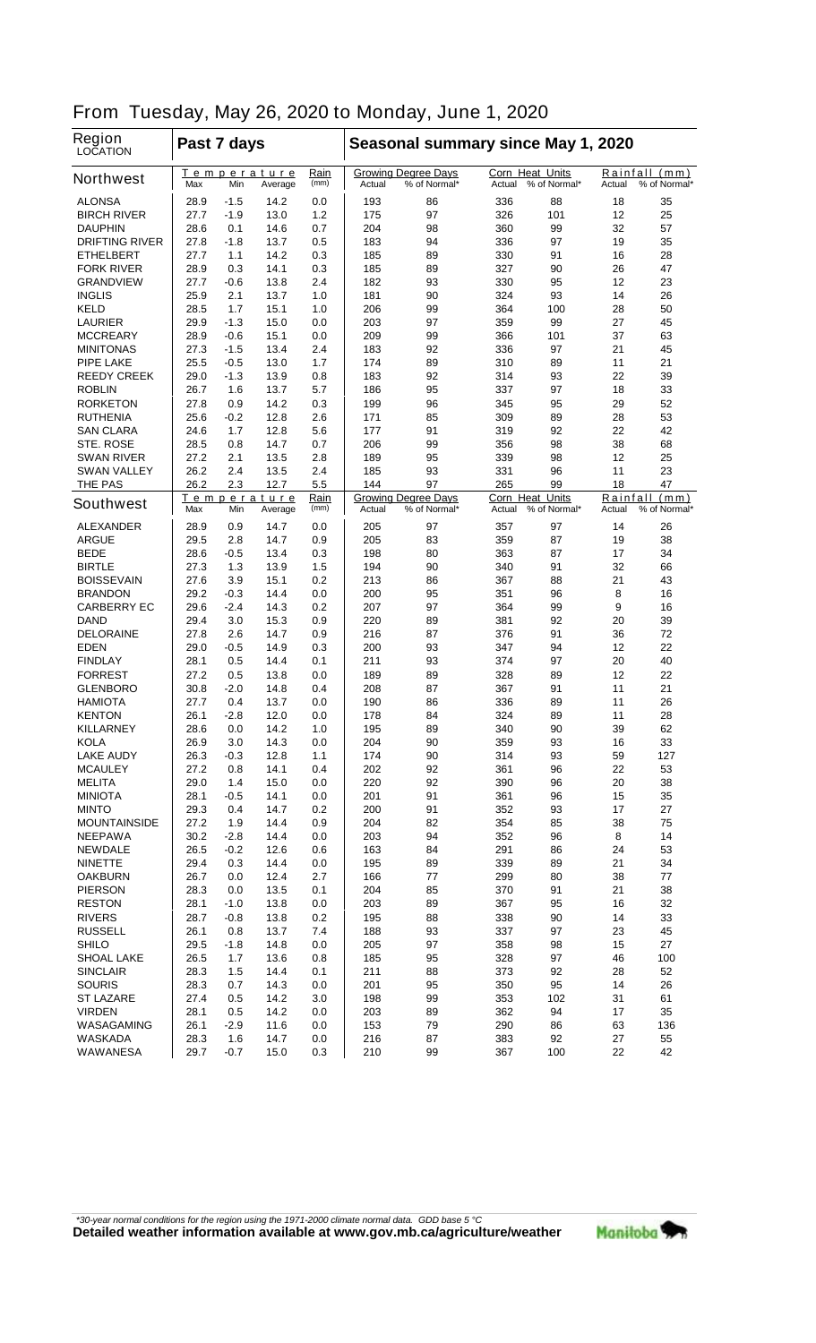# From Tuesday, May 26, 2020 to Monday, June 1, 2020

| Region LOCATION | Past 7 days | | | | Seasonal summary since May 1, 2020 | | | | | |
|---|---|---|---|---|---|---|---|---|---|---|
| | Temperature | | | Rain | Growing Degree Days | | Corn Heat Units | | Rainfall (mm) | |
| **Northwest** | Max | Min | Average | (mm) | Actual | % of Normal* | Actual | % of Normal* | Actual | % of Normal* |
| ALONSA | 28.9 | -1.5 | 14.2 | 0.0 | 193 | 86 | 336 | 88 | 18 | 35 |
| BIRCH RIVER | 27.7 | -1.9 | 13.0 | 1.2 | 175 | 97 | 326 | 101 | 12 | 25 |
| DAUPHIN | 28.6 | 0.1 | 14.6 | 0.7 | 204 | 98 | 360 | 99 | 32 | 57 |
| DRIFTING RIVER | 27.8 | -1.8 | 13.7 | 0.5 | 183 | 94 | 336 | 97 | 19 | 35 |
| ETHELBERT | 27.7 | 1.1 | 14.2 | 0.3 | 185 | 89 | 330 | 91 | 16 | 28 |
| FORK RIVER | 28.9 | 0.3 | 14.1 | 0.3 | 185 | 89 | 327 | 90 | 26 | 47 |
| GRANDVIEW | 27.7 | -0.6 | 13.8 | 2.4 | 182 | 93 | 330 | 95 | 12 | 23 |
| INGLIS | 25.9 | 2.1 | 13.7 | 1.0 | 181 | 90 | 324 | 93 | 14 | 26 |
| KELD | 28.5 | 1.7 | 15.1 | 1.0 | 206 | 99 | 364 | 100 | 28 | 50 |
| LAURIER | 29.9 | -1.3 | 15.0 | 0.0 | 203 | 97 | 359 | 99 | 27 | 45 |
| MCCREARY | 28.9 | -0.6 | 15.1 | 0.0 | 209 | 99 | 366 | 101 | 37 | 63 |
| MINITONAS | 27.3 | -1.5 | 13.4 | 2.4 | 183 | 92 | 336 | 97 | 21 | 45 |
| PIPE LAKE | 25.5 | -0.5 | 13.0 | 1.7 | 174 | 89 | 310 | 89 | 11 | 21 |
| REEDY CREEK | 29.0 | -1.3 | 13.9 | 0.8 | 183 | 92 | 314 | 93 | 22 | 39 |
| ROBLIN | 26.7 | 1.6 | 13.7 | 5.7 | 186 | 95 | 337 | 97 | 18 | 33 |
| RORKETON | 27.8 | 0.9 | 14.2 | 0.3 | 199 | 96 | 345 | 95 | 29 | 52 |
| RUTHENIA | 25.6 | -0.2 | 12.8 | 2.6 | 171 | 85 | 309 | 89 | 28 | 53 |
| SAN CLARA | 24.6 | 1.7 | 12.8 | 5.6 | 177 | 91 | 319 | 92 | 22 | 42 |
| STE. ROSE | 28.5 | 0.8 | 14.7 | 0.7 | 206 | 99 | 356 | 98 | 38 | 68 |
| SWAN RIVER | 27.2 | 2.1 | 13.5 | 2.8 | 189 | 95 | 339 | 98 | 12 | 25 |
| SWAN VALLEY | 26.2 | 2.4 | 13.5 | 2.4 | 185 | 93 | 331 | 96 | 11 | 23 |
| THE PAS | 26.2 | 2.3 | 12.7 | 5.5 | 144 | 97 | 265 | 99 | 18 | 47 |
| **Southwest** | Max | Min | Average | (mm) | Actual | % of Normal* | Actual | % of Normal* | Actual | % of Normal* |
| ALEXANDER | 28.9 | 0.9 | 14.7 | 0.0 | 205 | 97 | 357 | 97 | 14 | 26 |
| ARGUE | 29.5 | 2.8 | 14.7 | 0.9 | 205 | 83 | 359 | 87 | 19 | 38 |
| BEDE | 28.6 | -0.5 | 13.4 | 0.3 | 198 | 80 | 363 | 87 | 17 | 34 |
| BIRTLE | 27.3 | 1.3 | 13.9 | 1.5 | 194 | 90 | 340 | 91 | 32 | 66 |
| BOISSEVAIN | 27.6 | 3.9 | 15.1 | 0.2 | 213 | 86 | 367 | 88 | 21 | 43 |
| BRANDON | 29.2 | -0.3 | 14.4 | 0.0 | 200 | 95 | 351 | 96 | 8 | 16 |
| CARBERRY EC | 29.6 | -2.4 | 14.3 | 0.2 | 207 | 97 | 364 | 99 | 9 | 16 |
| DAND | 29.4 | 3.0 | 15.3 | 0.9 | 220 | 89 | 381 | 92 | 20 | 39 |
| DELORAINE | 27.8 | 2.6 | 14.7 | 0.9 | 216 | 87 | 376 | 91 | 36 | 72 |
| EDEN | 29.0 | -0.5 | 14.9 | 0.3 | 200 | 93 | 347 | 94 | 12 | 22 |
| FINDLAY | 28.1 | 0.5 | 14.4 | 0.1 | 211 | 93 | 374 | 97 | 20 | 40 |
| FORREST | 27.2 | 0.5 | 13.8 | 0.0 | 189 | 89 | 328 | 89 | 12 | 22 |
| GLENBORO | 30.8 | -2.0 | 14.8 | 0.4 | 208 | 87 | 367 | 91 | 11 | 21 |
| HAMIOTA | 27.7 | 0.4 | 13.7 | 0.0 | 190 | 86 | 336 | 89 | 11 | 26 |
| KENTON | 26.1 | -2.8 | 12.0 | 0.0 | 178 | 84 | 324 | 89 | 11 | 28 |
| KILLARNEY | 28.6 | 0.0 | 14.2 | 1.0 | 195 | 89 | 340 | 90 | 39 | 62 |
| KOLA | 26.9 | 3.0 | 14.3 | 0.0 | 204 | 90 | 359 | 93 | 16 | 33 |
| LAKE AUDY | 26.3 | -0.3 | 12.8 | 1.1 | 174 | 90 | 314 | 93 | 59 | 127 |
| MCAULEY | 27.2 | 0.8 | 14.1 | 0.4 | 202 | 92 | 361 | 96 | 22 | 53 |
| MELITA | 29.0 | 1.4 | 15.0 | 0.0 | 220 | 92 | 390 | 96 | 20 | 38 |
| MINIOTA | 28.1 | -0.5 | 14.1 | 0.0 | 201 | 91 | 361 | 96 | 15 | 35 |
| MINTO | 29.3 | 0.4 | 14.7 | 0.2 | 200 | 91 | 352 | 93 | 17 | 27 |
| MOUNTAINSIDE | 27.2 | 1.9 | 14.4 | 0.9 | 204 | 82 | 354 | 85 | 38 | 75 |
| NEEPAWA | 30.2 | -2.8 | 14.4 | 0.0 | 203 | 94 | 352 | 96 | 8 | 14 |
| NEWDALE | 26.5 | -0.2 | 12.6 | 0.6 | 163 | 84 | 291 | 86 | 24 | 53 |
| NINETTE | 29.4 | 0.3 | 14.4 | 0.0 | 195 | 89 | 339 | 89 | 21 | 34 |
| OAKBURN | 26.7 | 0.0 | 12.4 | 2.7 | 166 | 77 | 299 | 80 | 38 | 77 |
| PIERSON | 28.3 | 0.0 | 13.5 | 0.1 | 204 | 85 | 370 | 91 | 21 | 38 |
| RESTON | 28.1 | -1.0 | 13.8 | 0.0 | 203 | 89 | 367 | 95 | 16 | 32 |
| RIVERS | 28.7 | -0.8 | 13.8 | 0.2 | 195 | 88 | 338 | 90 | 14 | 33 |
| RUSSELL | 26.1 | 0.8 | 13.7 | 7.4 | 188 | 93 | 337 | 97 | 23 | 45 |
| SHILO | 29.5 | -1.8 | 14.8 | 0.0 | 205 | 97 | 358 | 98 | 15 | 27 |
| SHOAL LAKE | 26.5 | 1.7 | 13.6 | 0.8 | 185 | 95 | 328 | 97 | 46 | 100 |
| SINCLAIR | 28.3 | 1.5 | 14.4 | 0.1 | 211 | 88 | 373 | 92 | 28 | 52 |
| SOURIS | 28.3 | 0.7 | 14.3 | 0.0 | 201 | 95 | 350 | 95 | 14 | 26 |
| ST LAZARE | 27.4 | 0.5 | 14.2 | 3.0 | 198 | 99 | 353 | 102 | 31 | 61 |
| VIRDEN | 28.1 | 0.5 | 14.2 | 0.0 | 203 | 89 | 362 | 94 | 17 | 35 |
| WASAGAMING | 26.1 | -2.9 | 11.6 | 0.0 | 153 | 79 | 290 | 86 | 63 | 136 |
| WASKADA | 28.3 | 1.6 | 14.7 | 0.0 | 216 | 87 | 383 | 92 | 27 | 55 |
| WAWANESA | 29.7 | -0.7 | 15.0 | 0.3 | 210 | 99 | 367 | 100 | 22 | 42 |

*30-year normal conditions for the region using the 1971-2000 climate normal data. GDD base 5 °C

**Detailed weather information available at www.gov.mb.ca/agriculture/weather**

Manitoba